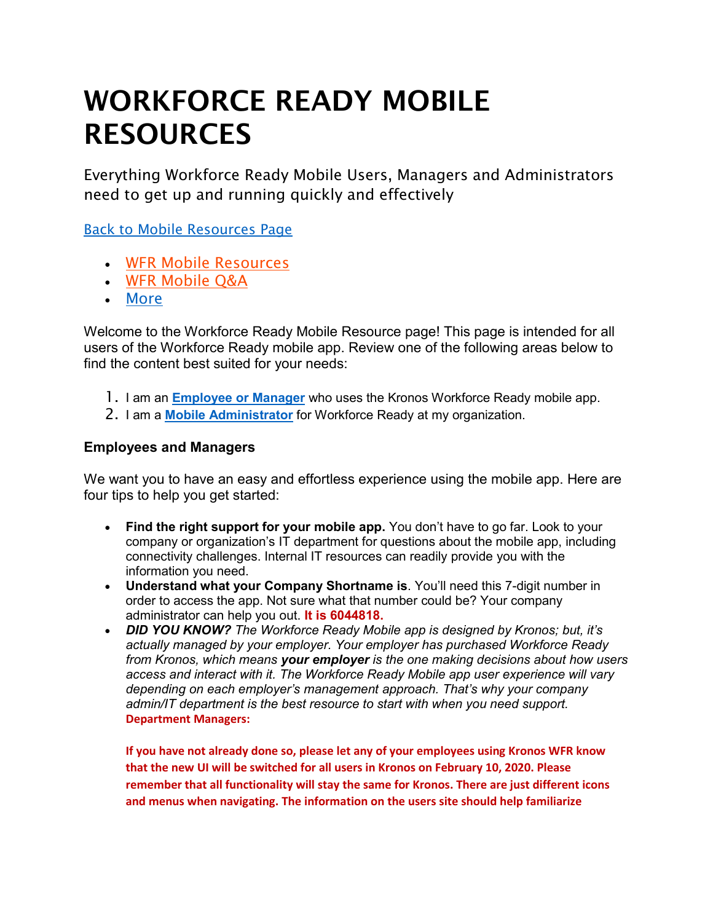# WORKFORCE READY MOBILE RESOURCES

Everything Workforce Ready Mobile Users, Managers and Administrators need to get up and running quickly and effectively

[Back to Mobile Resources Page]

- WFR Mobile Resources
- WFR Mobile Q&A
- More

Welcome to the Workforce Ready Mobile Resource page! This page is intended for all users of the Workforce Ready mobile app. Review one of the following areas below to find the content best suited for your needs:

1. I am an **Employee or Manager** who uses the Kronos Workforce Ready mobile app.
2. I am a **Mobile Administrator** for Workforce Ready at my organization.

**Employees and Managers**

We want you to have an easy and effortless experience using the mobile app. Here are four tips to help you get started:

- **Find the right support for your mobile app.** You don't have to go far. Look to your company or organization's IT department for questions about the mobile app, including connectivity challenges. Internal IT resources can readily provide you with the information you need.
- **Understand what your Company Shortname is**. You'll need this 7-digit number in order to access the app. Not sure what that number could be? Your company administrator can help you out. **It is 6044818.**
- ***DID YOU KNOW?*** *The Workforce Ready Mobile app is designed by Kronos; but, it's actually managed by your employer. Your employer has purchased Workforce Ready from Kronos, which means* ***your employer*** *is the one making decisions about how users access and interact with it. The Workforce Ready Mobile app user experience will vary depending on each employer's management approach. That's why your company admin/IT department is the best resource to start with when you need support.*
  **Department Managers:**

  **If you have not already done so, please let any of your employees using Kronos WFR know that the new UI will be switched for all users in Kronos on February 10, 2020. Please remember that all functionality will stay the same for Kronos. There are just different icons and menus when navigating. The information on the users site should help familiarize**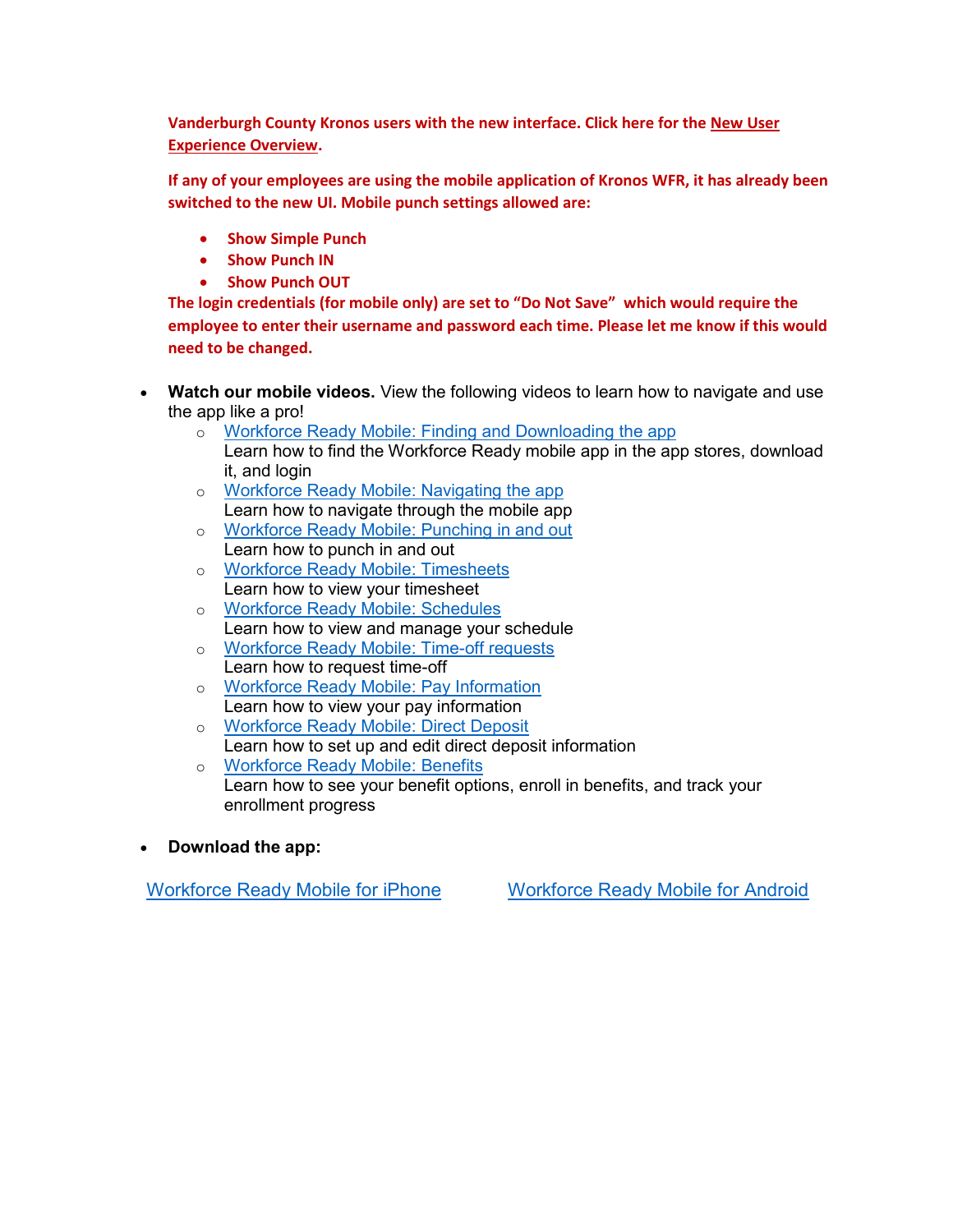**Vanderburgh County Kronos users with the new interface. Click here for the New User Experience Overview.**

**If any of your employees are using the mobile application of Kronos WFR, it has already been switched to the new UI. Mobile punch settings allowed are:**

- **Show Simple Punch**
- **Show Punch IN**
- **Show Punch OUT**

**The login credentials (for mobile only) are set to "Do Not Save" which would require the employee to enter their username and password each time. Please let me know if this would need to be changed.**

- **Watch our mobile videos.** View the following videos to learn how to navigate and use the app like a pro!
  - Workforce Ready Mobile: Finding and Downloading the app
    Learn how to find the Workforce Ready mobile app in the app stores, download it, and login
  - Workforce Ready Mobile: Navigating the app
    Learn how to navigate through the mobile app
  - Workforce Ready Mobile: Punching in and out
    Learn how to punch in and out
  - Workforce Ready Mobile: Timesheets
    Learn how to view your timesheet
  - Workforce Ready Mobile: Schedules
    Learn how to view and manage your schedule
  - Workforce Ready Mobile: Time-off requests
    Learn how to request time-off
  - Workforce Ready Mobile: Pay Information
    Learn how to view your pay information
  - Workforce Ready Mobile: Direct Deposit
    Learn how to set up and edit direct deposit information
  - Workforce Ready Mobile: Benefits
    Learn how to see your benefit options, enroll in benefits, and track your enrollment progress

- **Download the app:**

Workforce Ready Mobile for iPhone

Workforce Ready Mobile for Android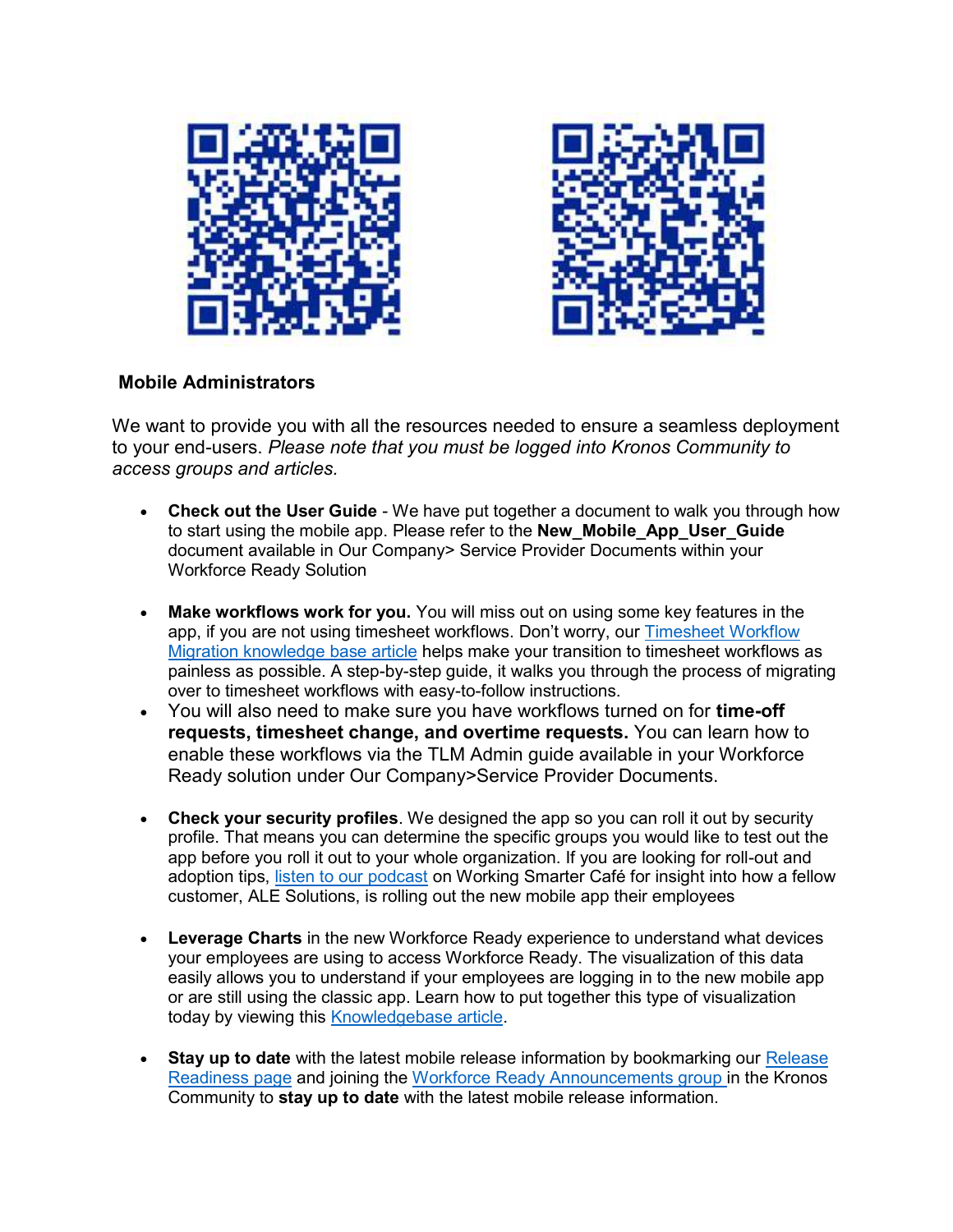**Mobile Administrators**

We want to provide you with all the resources needed to ensure a seamless deployment to your end-users. *Please note that you must be logged into Kronos Community to access groups and articles.*

- **Check out the User Guide** - We have put together a document to walk you through how to start using the mobile app. Please refer to the **New_Mobile_App_User_Guide** document available in Our Company> Service Provider Documents within your Workforce Ready Solution

- **Make workflows work for you.** You will miss out on using some key features in the app, if you are not using timesheet workflows. Don't worry, our Timesheet Workflow Migration knowledge base article helps make your transition to timesheet workflows as painless as possible. A step-by-step guide, it walks you through the process of migrating over to timesheet workflows with easy-to-follow instructions.
- You will also need to make sure you have workflows turned on for **time-off requests, timesheet change, and overtime requests.** You can learn how to enable these workflows via the TLM Admin guide available in your Workforce Ready solution under Our Company>Service Provider Documents.

- **Check your security profiles**. We designed the app so you can roll it out by security profile. That means you can determine the specific groups you would like to test out the app before you roll it out to your whole organization. If you are looking for roll-out and adoption tips, listen to our podcast on Working Smarter Café for insight into how a fellow customer, ALE Solutions, is rolling out the new mobile app their employees

- **Leverage Charts** in the new Workforce Ready experience to understand what devices your employees are using to access Workforce Ready. The visualization of this data easily allows you to understand if your employees are logging in to the new mobile app or are still using the classic app. Learn how to put together this type of visualization today by viewing this Knowledgebase article.

- **Stay up to date** with the latest mobile release information by bookmarking our Release Readiness page and joining the Workforce Ready Announcements group in the Kronos Community to **stay up to date** with the latest mobile release information.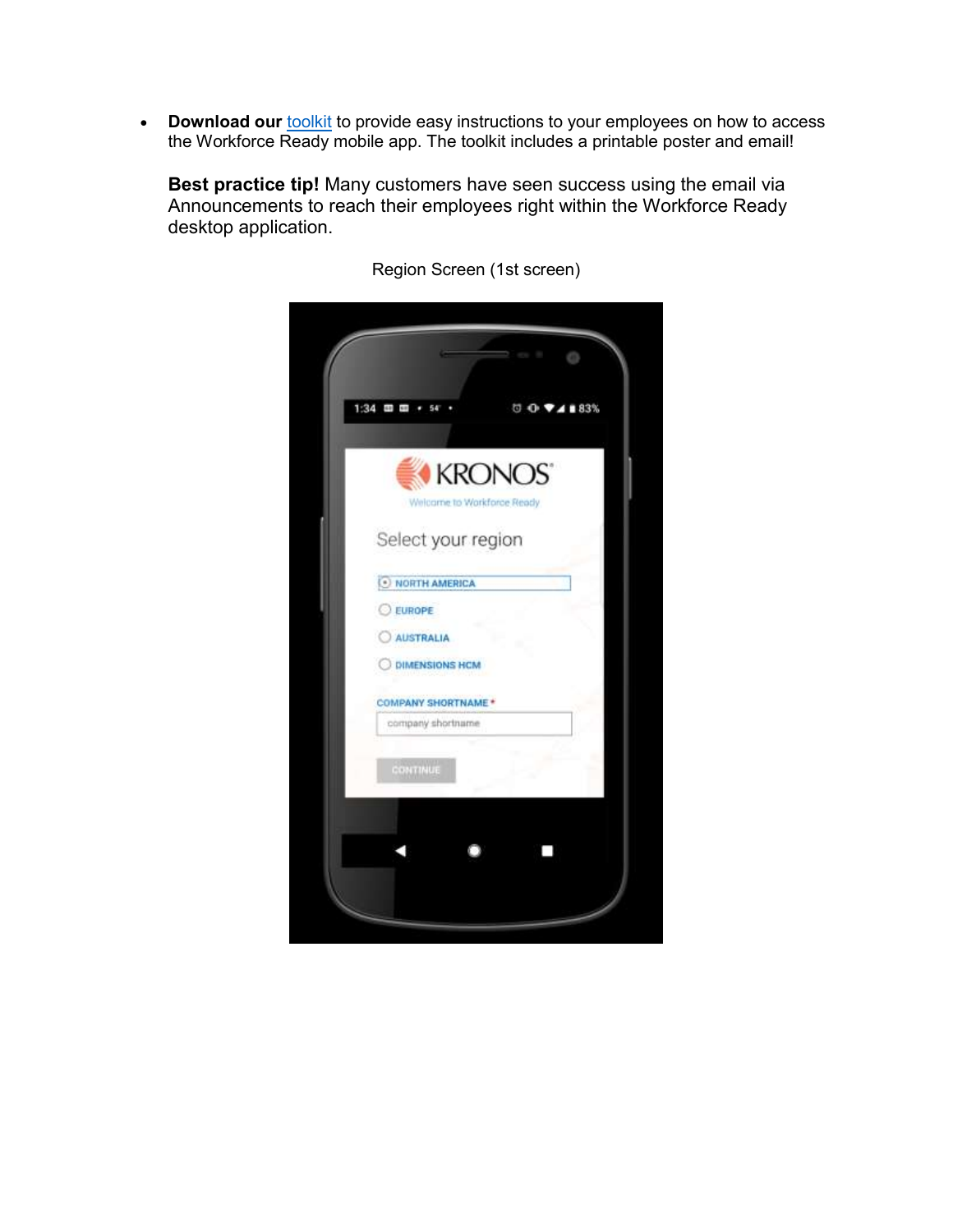- **Download our** toolkit to provide easy instructions to your employees on how to access the Workforce Ready mobile app. The toolkit includes a printable poster and email!

  **Best practice tip!** Many customers have seen success using the email via Announcements to reach their employees right within the Workforce Ready desktop application.

Region Screen (1st screen)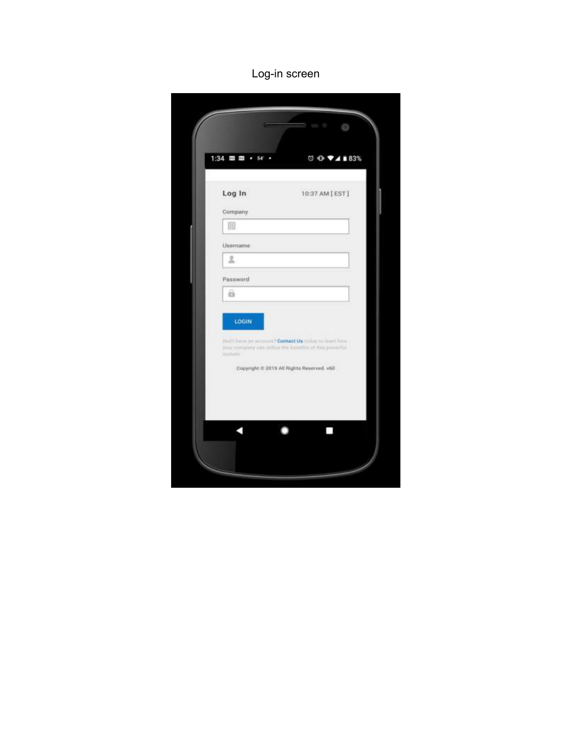Log-in screen

Log In 10:37 AM [ EST ]

Company

Username

Password

LOGIN

Don't have an account? Contact Us today to learn how your company can utilize the benefits of this powerful system.

Copyright © 2019 All Rights Reserved. v60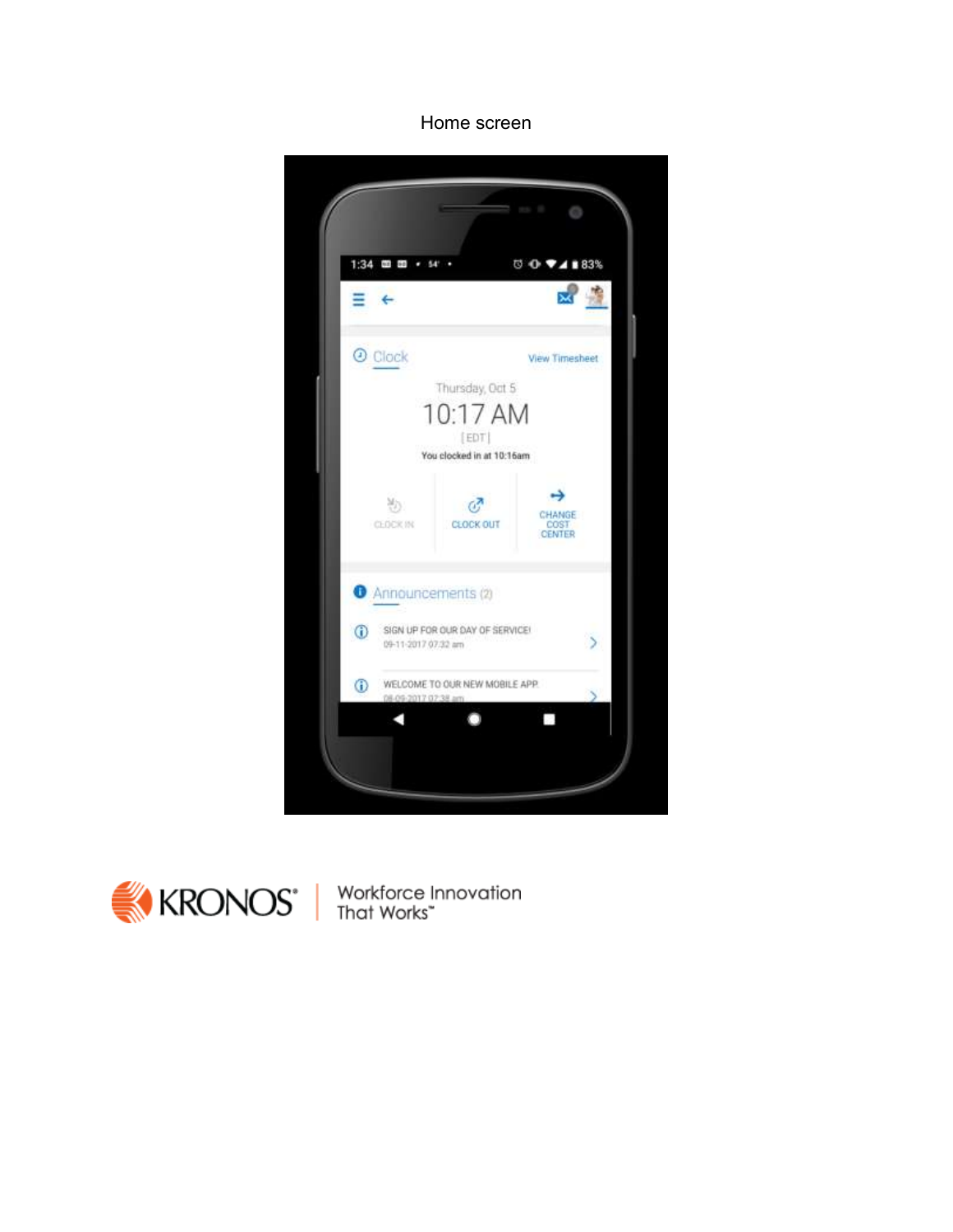Home screen

Workforce Innovation That Works™